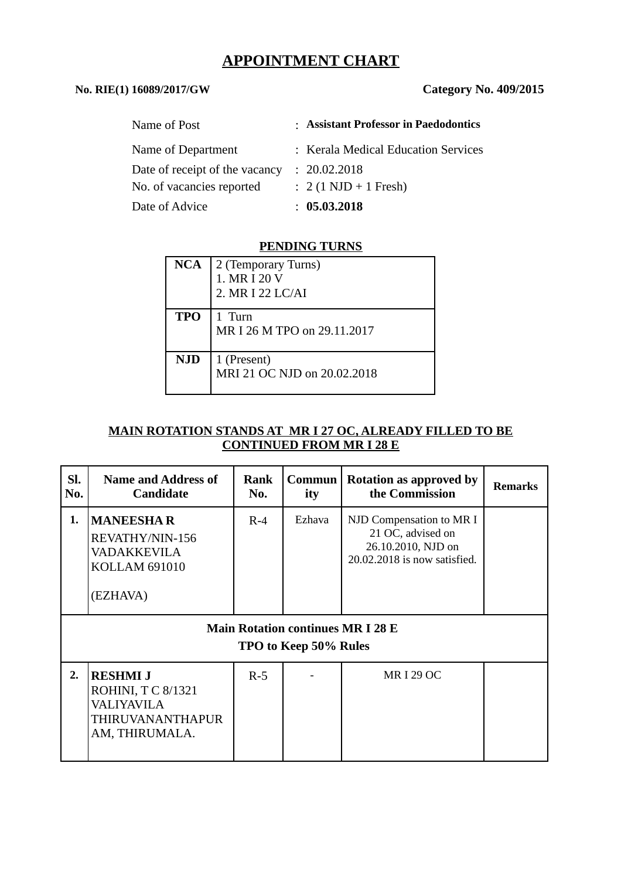# APPOINTMENT CHART

**No. RIE(1) 16089/2017/GW** **Category No. 409/2015**

| | |
|---|---|
| Name of Post | : **Assistant Professor in Paedodontics** |
| Name of Department | : Kerala Medical Education Services |
| Date of receipt of the vacancy | : 20.02.2018 |
| No. of vacancies reported | : 2 (1 NJD + 1 Fresh) |
| Date of Advice | : **05.03.2018** |

## PENDING TURNS

| | |
|---|---|
| **NCA** | 2 (Temporary Turns)<br>1. MR I 20 V<br>2. MR I 22 LC/AI |
| **TPO** | 1 Turn<br>MR I 26 M TPO on 29.11.2017 |
| **NJD** | 1 (Present)<br>MRI 21 OC NJD on 20.02.2018 |

**MAIN ROTATION STANDS AT MR I 27 OC, ALREADY FILLED TO BE CONTINUED FROM MR I 28 E**

| Sl. No. | Name and Address of Candidate | Rank No. | Community | Rotation as approved by the Commission | Remarks |
|---|---|---|---|---|---|
| 1. | **MANEESHA R**<br>REVATHY/NIN-156<br>VADAKKEVILA<br>KOLLAM 691010<br><br>(EZHAVA) | R-4 | Ezhava | NJD Compensation to MR I 21 OC, advised on 26.10.2010, NJD on 20.02.2018 is now satisfied. | |
| **Main Rotation continues MR I 28 E**<br>**TPO to Keep 50% Rules** | | | | | |
| 2. | **RESHMI J**<br>ROHINI, T C 8/1321<br>VALIYAVILA<br>THIRUVANANTHAPURAM, THIRUMALA. | R-5 | - | MR I 29 OC | |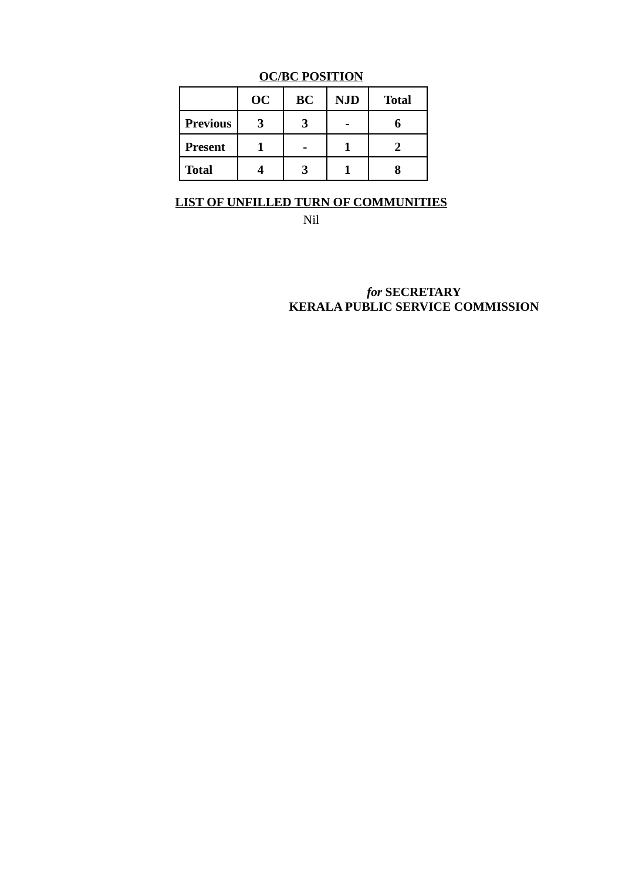**OC/BC POSITION**

| | OC | BC | NJD | Total |
|---|---|---|---|---|
| **Previous** | **3** | **3** | **-** | **6** |
| **Present** | **1** | **-** | **1** | **2** |
| **Total** | **4** | **3** | **1** | **8** |

**LIST OF UNFILLED TURN OF COMMUNITIES**

Nil

***for*** **SECRETARY**
**KERALA PUBLIC SERVICE COMMISSION**